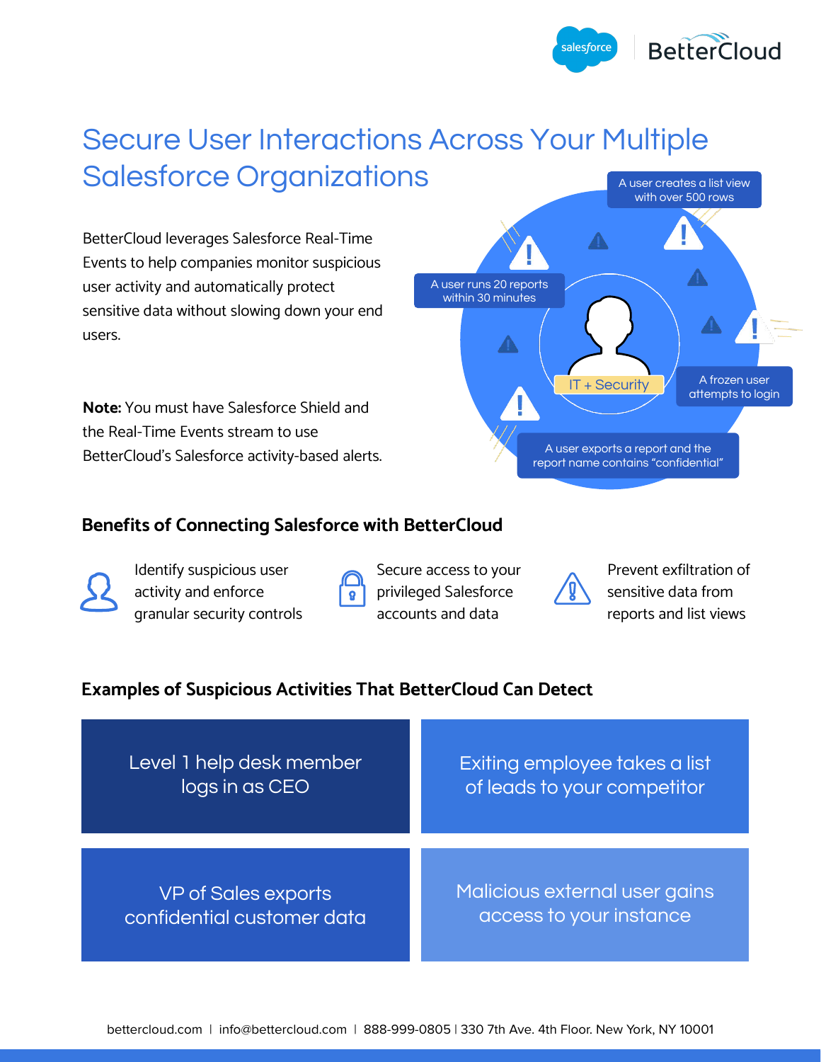# Secure User Interactions Across Your Multiple Salesforce Organizations

BetterCloud leverages Salesforce Real-Time Events to help companies monitor suspicious user activity and automatically protect sensitive data without slowing down your end users.

**Note:** You must have Salesforce Shield and the Real-Time Events stream to use BetterCloud's Salesforce activity-based alerts.

A user creates a list view with over 500 rows

A user runs 20 reports within 30 minutes

IT + Security

A frozen user attempts to login

A user exports a report and the report name contains "confidential"

## Benefits of Connecting Salesforce with BetterCloud

- Identify suspicious user activity and enforce granular security controls
- Secure access to your privileged Salesforce accounts and data
- Prevent exfiltration of sensitive data from reports and list views

## Examples of Suspicious Activities That BetterCloud Can Detect

- Level 1 help desk member logs in as CEO
- Exiting employee takes a list of leads to your competitor
- VP of Sales exports confidential customer data
- Malicious external user gains access to your instance

bettercloud.com | info@bettercloud.com | 888-999-0805 | 330 7th Ave. 4th Floor. New York, NY 10001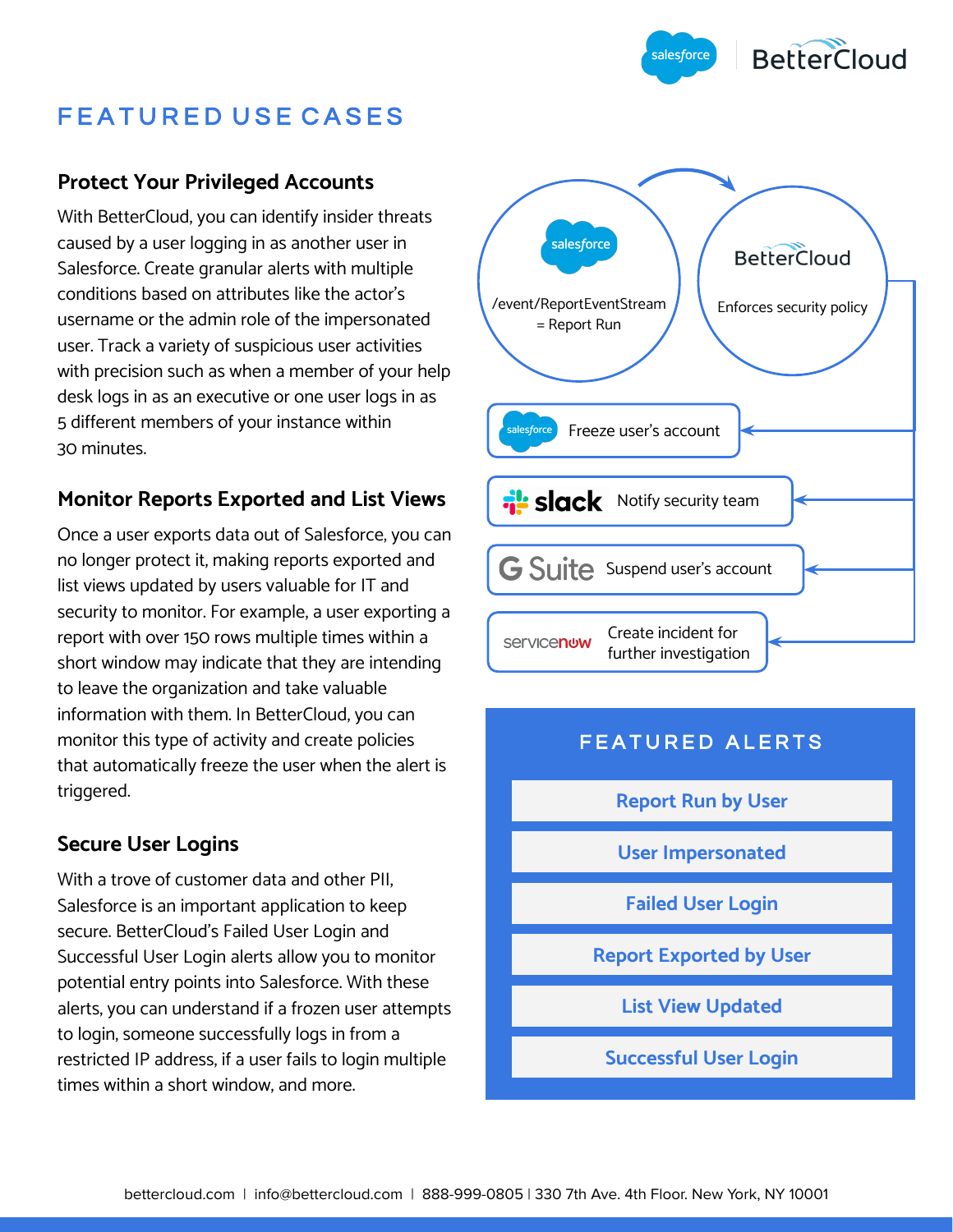# FEATURED USE CASES

## Protect Your Privileged Accounts

With BetterCloud, you can identify insider threats caused by a user logging in as another user in Salesforce. Create granular alerts with multiple conditions based on attributes like the actor's username or the admin role of the impersonated user. Track a variety of suspicious user activities with precision such as when a member of your help desk logs in as an executive or one user logs in as 5 different members of your instance within 30 minutes.

## Monitor Reports Exported and List Views

Once a user exports data out of Salesforce, you can no longer protect it, making reports exported and list views updated by users valuable for IT and security to monitor. For example, a user exporting a report with over 150 rows multiple times within a short window may indicate that they are intending to leave the organization and take valuable information with them. In BetterCloud, you can monitor this type of activity and create policies that automatically freeze the user when the alert is triggered.

## Secure User Logins

With a trove of customer data and other PII, Salesforce is an important application to keep secure. BetterCloud's Failed User Login and Successful User Login alerts allow you to monitor potential entry points into Salesforce. With these alerts, you can understand if a frozen user attempts to login, someone successfully logs in from a restricted IP address, if a user fails to login multiple times within a short window, and more.

salesforce: /event/ReportEventStream = Report Run

BetterCloud: Enforces security policy

- salesforce: Freeze user's account
- slack: Notify security team
- G Suite: Suspend user's account
- servicenow: Create incident for further investigation

## FEATURED ALERTS

- Report Run by User
- User Impersonated
- Failed User Login
- Report Exported by User
- List View Updated
- Successful User Login

bettercloud.com | info@bettercloud.com | 888-999-0805 | 330 7th Ave. 4th Floor. New York, NY 10001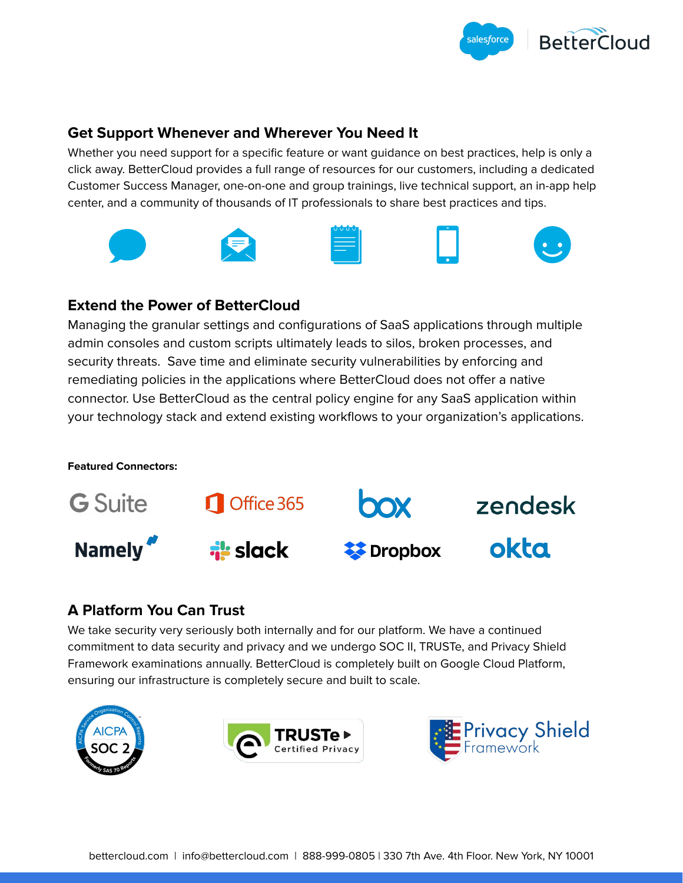## Get Support Whenever and Wherever You Need It

Whether you need support for a specific feature or want guidance on best practices, help is only a click away. BetterCloud provides a full range of resources for our customers, including a dedicated Customer Success Manager, one-on-one and group trainings, live technical support, an in-app help center, and a community of thousands of IT professionals to share best practices and tips.

## Extend the Power of BetterCloud

Managing the granular settings and configurations of SaaS applications through multiple admin consoles and custom scripts ultimately leads to silos, broken processes, and security threats. Save time and eliminate security vulnerabilities by enforcing and remediating policies in the applications where BetterCloud does not offer a native connector. Use BetterCloud as the central policy engine for any SaaS application within your technology stack and extend existing workflows to your organization's applications.

**Featured Connectors:**

G Suite
Office 365
box
zendesk
Namely
slack
Dropbox
okta

## A Platform You Can Trust

We take security very seriously both internally and for our platform. We have a continued commitment to data security and privacy and we undergo SOC II, TRUSTe, and Privacy Shield Framework examinations annually. BetterCloud is completely built on Google Cloud Platform, ensuring our infrastructure is completely secure and built to scale.

AICPA SOC 2
TRUSTe Certified Privacy
Privacy Shield Framework

bettercloud.com | info@bettercloud.com | 888-999-0805 | 330 7th Ave. 4th Floor. New York, NY 10001